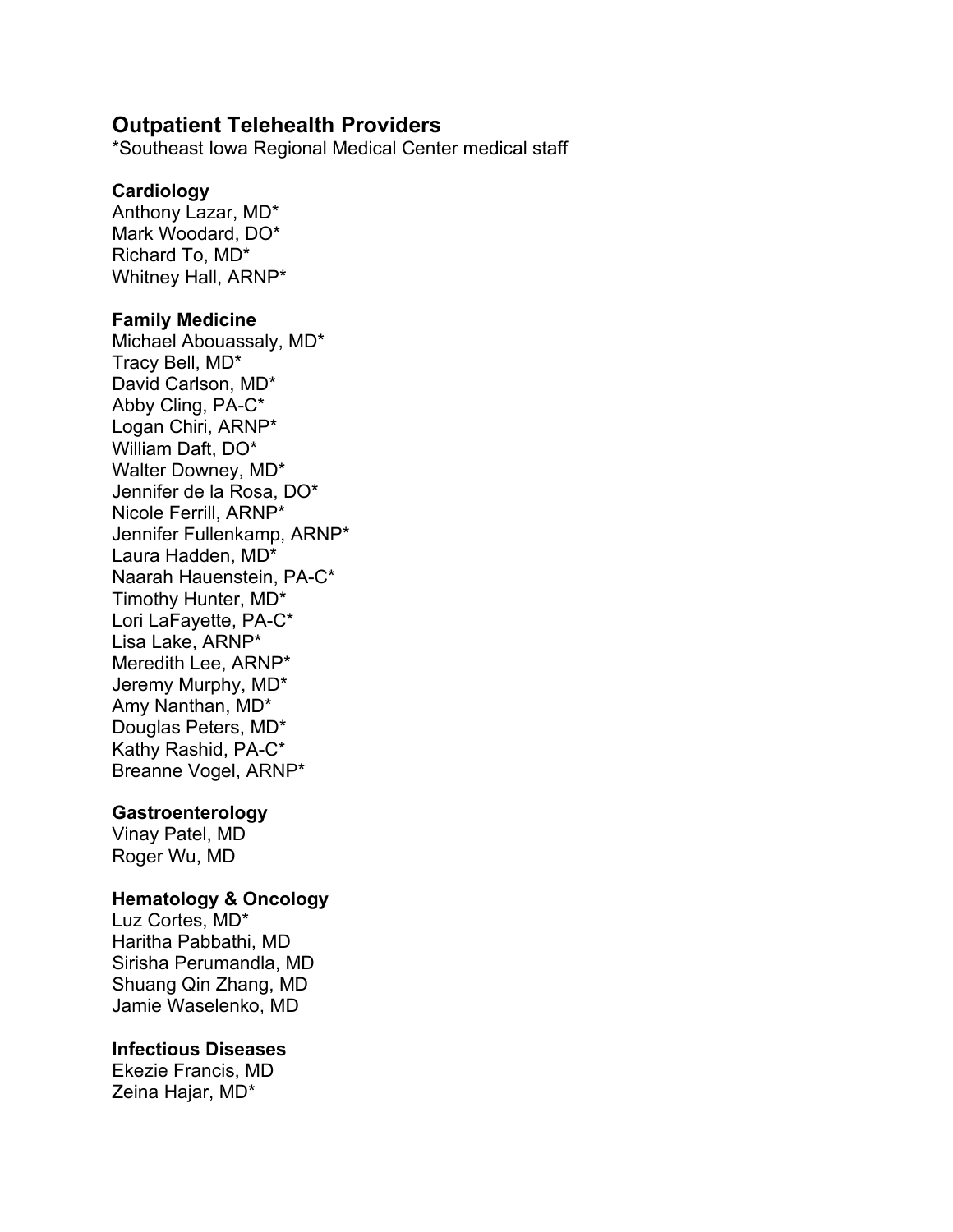# Outpatient Telehealth Providers

*Southeast Iowa Regional Medical Center medical staff

### Cardiology

Anthony Lazar, MD*
Mark Woodard, DO*
Richard To, MD*
Whitney Hall, ARNP*

### Family Medicine

Michael Abouassaly, MD*
Tracy Bell, MD*
David Carlson, MD*
Abby Cling, PA-C*
Logan Chiri, ARNP*
William Daft, DO*
Walter Downey, MD*
Jennifer de la Rosa, DO*
Nicole Ferrill, ARNP*
Jennifer Fullenkamp, ARNP*
Laura Hadden, MD*
Naarah Hauenstein, PA-C*
Timothy Hunter, MD*
Lori LaFayette, PA-C*
Lisa Lake, ARNP*
Meredith Lee, ARNP*
Jeremy Murphy, MD*
Amy Nanthan, MD*
Douglas Peters, MD*
Kathy Rashid, PA-C*
Breanne Vogel, ARNP*

### Gastroenterology

Vinay Patel, MD
Roger Wu, MD

### Hematology & Oncology

Luz Cortes, MD*
Haritha Pabbathi, MD
Sirisha Perumandla, MD
Shuang Qin Zhang, MD
Jamie Waselenko, MD

### Infectious Diseases

Ekezie Francis, MD
Zeina Hajar, MD*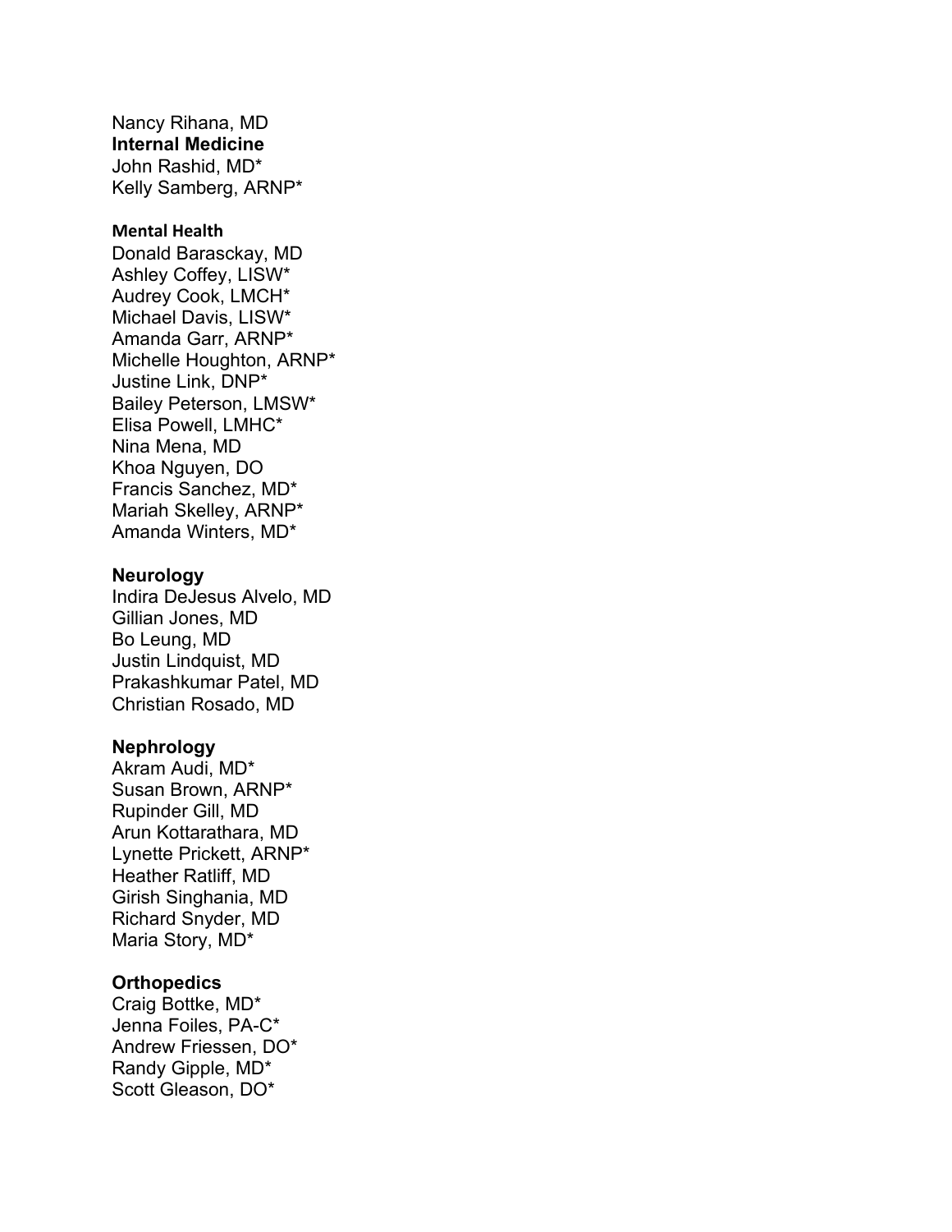Nancy Rihana, MD

**Internal Medicine**

John Rashid, MD*
Kelly Samberg, ARNP*

**Mental Health**

Donald Barasckay, MD
Ashley Coffey, LISW*
Audrey Cook, LMCH*
Michael Davis, LISW*
Amanda Garr, ARNP*
Michelle Houghton, ARNP*
Justine Link, DNP*
Bailey Peterson, LMSW*
Elisa Powell, LMHC*
Nina Mena, MD
Khoa Nguyen, DO
Francis Sanchez, MD*
Mariah Skelley, ARNP*
Amanda Winters, MD*

**Neurology**

Indira DeJesus Alvelo, MD
Gillian Jones, MD
Bo Leung, MD
Justin Lindquist, MD
Prakashkumar Patel, MD
Christian Rosado, MD

**Nephrology**

Akram Audi, MD*
Susan Brown, ARNP*
Rupinder Gill, MD
Arun Kottarathara, MD
Lynette Prickett, ARNP*
Heather Ratliff, MD
Girish Singhania, MD
Richard Snyder, MD
Maria Story, MD*

**Orthopedics**

Craig Bottke, MD*
Jenna Foiles, PA-C*
Andrew Friessen, DO*
Randy Gipple, MD*
Scott Gleason, DO*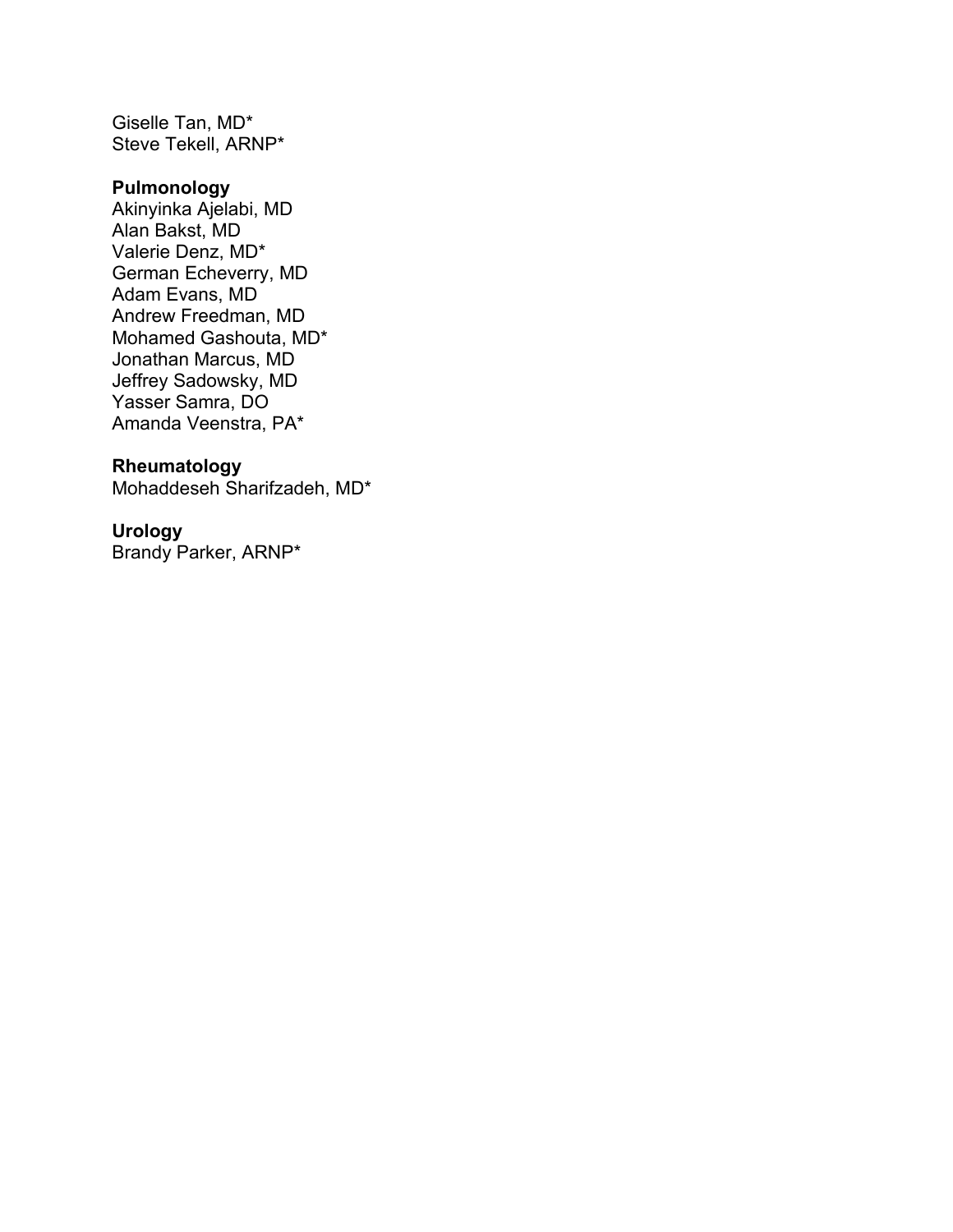Giselle Tan, MD*
Steve Tekell, ARNP*

**Pulmonology**
Akinyinka Ajelabi, MD
Alan Bakst, MD
Valerie Denz, MD*
German Echeverry, MD
Adam Evans, MD
Andrew Freedman, MD
Mohamed Gashouta, MD*
Jonathan Marcus, MD
Jeffrey Sadowsky, MD
Yasser Samra, DO
Amanda Veenstra, PA*

**Rheumatology**
Mohaddeseh Sharifzadeh, MD*

**Urology**
Brandy Parker, ARNP*